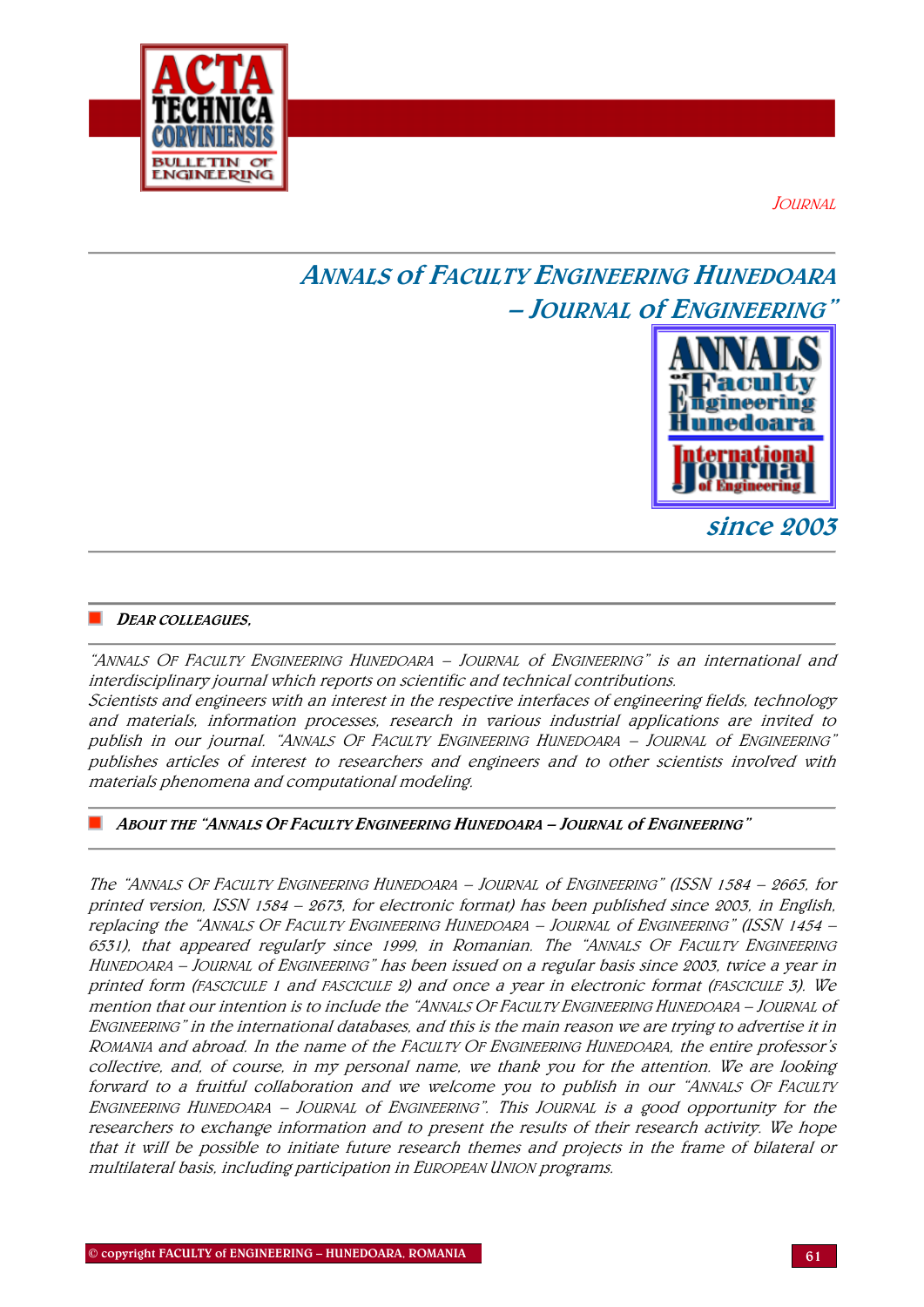# ANNALS of FACULTY ENGINEERING HUNEDOARA – JOURNAL of ENGINEERING"

since 2003

## DEAR COLLEAGUES,

*"ANNALS OF FACULTY ENGINEERING HUNEDOARA – JOURNAL of ENGINEERING" is an international and interdisciplinary journal which reports on scientific and technical contributions.*

*Scientists and engineers with an interest in the respective interfaces of engineering fields, technology and materials, information processes, research in various industrial applications are invited to publish in our journal. "ANNALS OF FACULTY ENGINEERING HUNEDOARA – JOURNAL of ENGINEERING" publishes articles of interest to researchers and engineers and to other scientists involved with materials phenomena and computational modeling.*

## ABOUT THE "ANNALS OF FACULTY ENGINEERING HUNEDOARA – JOURNAL of ENGINEERING"

*The "ANNALS OF FACULTY ENGINEERING HUNEDOARA – JOURNAL of ENGINEERING" (ISSN 1584 – 2665, for printed version, ISSN 1584 – 2673, for electronic format) has been published since 2003, in English, replacing the "ANNALS OF FACULTY ENGINEERING HUNEDOARA – JOURNAL of ENGINEERING" (ISSN 1454 – 6531), that appeared regularly since 1999, in Romanian. The "ANNALS OF FACULTY ENGINEERING HUNEDOARA – JOURNAL of ENGINEERING" has been issued on a regular basis since 2003, twice a year in printed form (FASCICULE 1 and FASCICULE 2) and once a year in electronic format (FASCICULE 3). We mention that our intention is to include the "ANNALS OF FACULTY ENGINEERING HUNEDOARA – JOURNAL of ENGINEERING" in the international databases, and this is the main reason we are trying to advertise it in ROMANIA and abroad. In the name of the FACULTY OF ENGINEERING HUNEDOARA, the entire professor's collective, and, of course, in my personal name, we thank you for the attention. We are looking forward to a fruitful collaboration and we welcome you to publish in our "ANNALS OF FACULTY ENGINEERING HUNEDOARA – JOURNAL of ENGINEERING". This JOURNAL is a good opportunity for the researchers to exchange information and to present the results of their research activity. We hope that it will be possible to initiate future research themes and projects in the frame of bilateral or multilateral basis, including participation in EUROPEAN UNION programs.*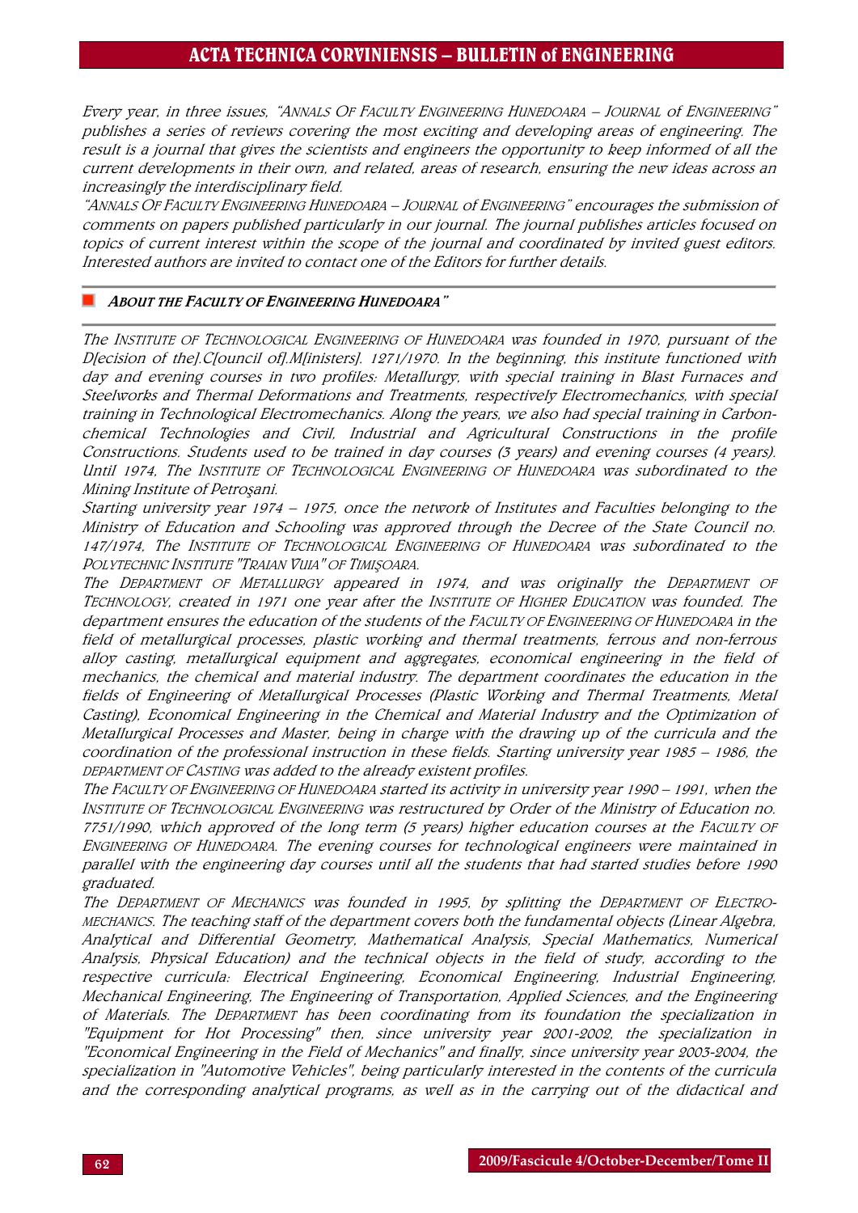*Every year, in three issues, "ANNALS OF FACULTY ENGINEERING HUNEDOARA – JOURNAL of ENGINEERING" publishes a series of reviews covering the most exciting and developing areas of engineering. The result is a journal that gives the scientists and engineers the opportunity to keep informed of all the current developments in their own, and related, areas of research, ensuring the new ideas across an increasingly the interdisciplinary field.*

*"ANNALS OF FACULTY ENGINEERING HUNEDOARA – JOURNAL of ENGINEERING" encourages the submission of comments on papers published particularly in our journal. The journal publishes articles focused on topics of current interest within the scope of the journal and coordinated by invited guest editors. Interested authors are invited to contact one of the Editors for further details.*

## ***ABOUT THE FACULTY OF ENGINEERING HUNEDOARA"***

*The INSTITUTE OF TECHNOLOGICAL ENGINEERING OF HUNEDOARA was founded in 1970, pursuant of the D[ecision of the].C[ouncil of].M[inisters]. 1271/1970. In the beginning, this institute functioned with day and evening courses in two profiles: Metallurgy, with special training in Blast Furnaces and Steelworks and Thermal Deformations and Treatments, respectively Electromechanics, with special training in Technological Electromechanics. Along the years, we also had special training in Carbon-chemical Technologies and Civil, Industrial and Agricultural Constructions in the profile Constructions. Students used to be trained in day courses (3 years) and evening courses (4 years). Until 1974, The INSTITUTE OF TECHNOLOGICAL ENGINEERING OF HUNEDOARA was subordinated to the Mining Institute of Petroşani.*

*Starting university year 1974 – 1975, once the network of Institutes and Faculties belonging to the Ministry of Education and Schooling was approved through the Decree of the State Council no. 147/1974, The INSTITUTE OF TECHNOLOGICAL ENGINEERING OF HUNEDOARA was subordinated to the POLYTECHNIC INSTITUTE "TRAIAN VUIA" OF TIMIŞOARA.*

*The DEPARTMENT OF METALLURGY appeared in 1974, and was originally the DEPARTMENT OF TECHNOLOGY, created in 1971 one year after the INSTITUTE OF HIGHER EDUCATION was founded. The department ensures the education of the students of the FACULTY OF ENGINEERING OF HUNEDOARA in the field of metallurgical processes, plastic working and thermal treatments, ferrous and non-ferrous alloy casting, metallurgical equipment and aggregates, economical engineering in the field of mechanics, the chemical and material industry. The department coordinates the education in the fields of Engineering of Metallurgical Processes (Plastic Working and Thermal Treatments, Metal Casting), Economical Engineering in the Chemical and Material Industry and the Optimization of Metallurgical Processes and Master, being in charge with the drawing up of the curricula and the coordination of the professional instruction in these fields. Starting university year 1985 – 1986, the DEPARTMENT OF CASTING was added to the already existent profiles.*

*The FACULTY OF ENGINEERING OF HUNEDOARA started its activity in university year 1990 – 1991, when the INSTITUTE OF TECHNOLOGICAL ENGINEERING was restructured by Order of the Ministry of Education no. 7751/1990, which approved of the long term (5 years) higher education courses at the FACULTY OF ENGINEERING OF HUNEDOARA. The evening courses for technological engineers were maintained in parallel with the engineering day courses until all the students that had started studies before 1990 graduated.*

*The DEPARTMENT OF MECHANICS was founded in 1995, by splitting the DEPARTMENT OF ELECTRO-MECHANICS. The teaching staff of the department covers both the fundamental objects (Linear Algebra, Analytical and Differential Geometry, Mathematical Analysis, Special Mathematics, Numerical Analysis, Physical Education) and the technical objects in the field of study, according to the respective curricula: Electrical Engineering, Economical Engineering, Industrial Engineering, Mechanical Engineering, The Engineering of Transportation, Applied Sciences, and the Engineering of Materials. The DEPARTMENT has been coordinating from its foundation the specialization in "Equipment for Hot Processing" then, since university year 2001-2002, the specialization in "Economical Engineering in the Field of Mechanics" and finally, since university year 2003-2004, the specialization in "Automotive Vehicles", being particularly interested in the contents of the curricula and the corresponding analytical programs, as well as in the carrying out of the didactical and*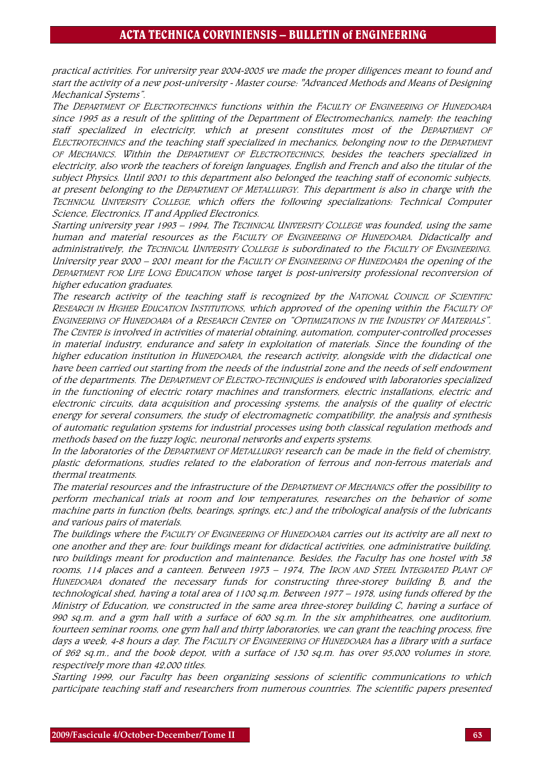*practical activities. For university year 2004-2005 we made the proper diligences meant to found and start the activity of a new post-university - Master course: "Advanced Methods and Means of Designing Mechanical Systems".*

*The DEPARTMENT OF ELECTROTECHNICS functions within the FACULTY OF ENGINEERING OF HUNEDOARA since 1995 as a result of the splitting of the Department of Electromechanics, namely: the teaching staff specialized in electricity, which at present constitutes most of the DEPARTMENT OF ELECTROTECHNICS and the teaching staff specialized in mechanics, belonging now to the DEPARTMENT OF MECHANICS. Within the DEPARTMENT OF ELECTROTECHNICS, besides the teachers specialized in electricity, also work the teachers of foreign languages, English and French and also the titular of the subject Physics. Until 2001 to this department also belonged the teaching staff of economic subjects, at present belonging to the DEPARTMENT OF METALLURGY. This department is also in charge with the TECHNICAL UNIVERSITY COLLEGE, which offers the following specializations: Technical Computer Science, Electronics, IT and Applied Electronics.*

*Starting university year 1993 – 1994, The TECHNICAL UNIVERSITY COLLEGE was founded, using the same human and material resources as the FACULTY OF ENGINEERING OF HUNEDOARA. Didactically and administratively, the TECHNICAL UNIVERSITY COLLEGE is subordinated to the FACULTY OF ENGINEERING. University year 2000 – 2001 meant for the FACULTY OF ENGINEERING OF HUNEDOARA the opening of the DEPARTMENT FOR LIFE LONG EDUCATION whose target is post-university professional reconversion of higher education graduates.*

*The research activity of the teaching staff is recognized by the NATIONAL COUNCIL OF SCIENTIFIC RESEARCH IN HIGHER EDUCATION INSTITUTIONS, which approved of the opening within the FACULTY OF ENGINEERING OF HUNEDOARA of a RESEARCH CENTER on "OPTIMIZATIONS IN THE INDUSTRY OF MATERIALS". The CENTER is involved in activities of material obtaining, automation, computer-controlled processes in material industry, endurance and safety in exploitation of materials. Since the founding of the higher education institution in HUNEDOARA, the research activity, alongside with the didactical one have been carried out starting from the needs of the industrial zone and the needs of self endowment of the departments. The DEPARTMENT OF ELECTRO-TECHNIQUES is endowed with laboratories specialized in the functioning of electric rotary machines and transformers, electric installations, electric and electronic circuits, data acquisition and processing systems, the analysis of the quality of electric energy for several consumers, the study of electromagnetic compatibility, the analysis and synthesis of automatic regulation systems for industrial processes using both classical regulation methods and methods based on the fuzzy logic, neuronal networks and experts systems.*

*In the laboratories of the DEPARTMENT OF METALLURGY research can be made in the field of chemistry, plastic deformations, studies related to the elaboration of ferrous and non-ferrous materials and thermal treatments.*

*The material resources and the infrastructure of the DEPARTMENT OF MECHANICS offer the possibility to perform mechanical trials at room and low temperatures, researches on the behavior of some machine parts in function (belts, bearings, springs, etc.) and the tribological analysis of the lubricants and various pairs of materials.*

*The buildings where the FACULTY OF ENGINEERING OF HUNEDOARA carries out its activity are all next to one another and they are: four buildings meant for didactical activities, one administrative building, two buildings meant for production and maintenance. Besides, the Faculty has one hostel with 38 rooms, 114 places and a canteen. Between 1973 – 1974, The IRON AND STEEL INTEGRATED PLANT OF HUNEDOARA donated the necessary funds for constructing three-storey building B, and the technological shed, having a total area of 1100 sq.m. Between 1977 – 1978, using funds offered by the Ministry of Education, we constructed in the same area three-storey building C, having a surface of 990 sq.m. and a gym hall with a surface of 600 sq.m. In the six amphitheatres, one auditorium, fourteen seminar rooms, one gym hall and thirty laboratories, we can grant the teaching process, five days a week, 4-8 hours a day. The FACULTY OF ENGINEERING OF HUNEDOARA has a library with a surface of 262 sq.m., and the book depot, with a surface of 130 sq.m. has over 95,000 volumes in store, respectively more than 42,000 titles.*

*Starting 1999, our Faculty has been organizing sessions of scientific communications to which participate teaching staff and researchers from numerous countries. The scientific papers presented*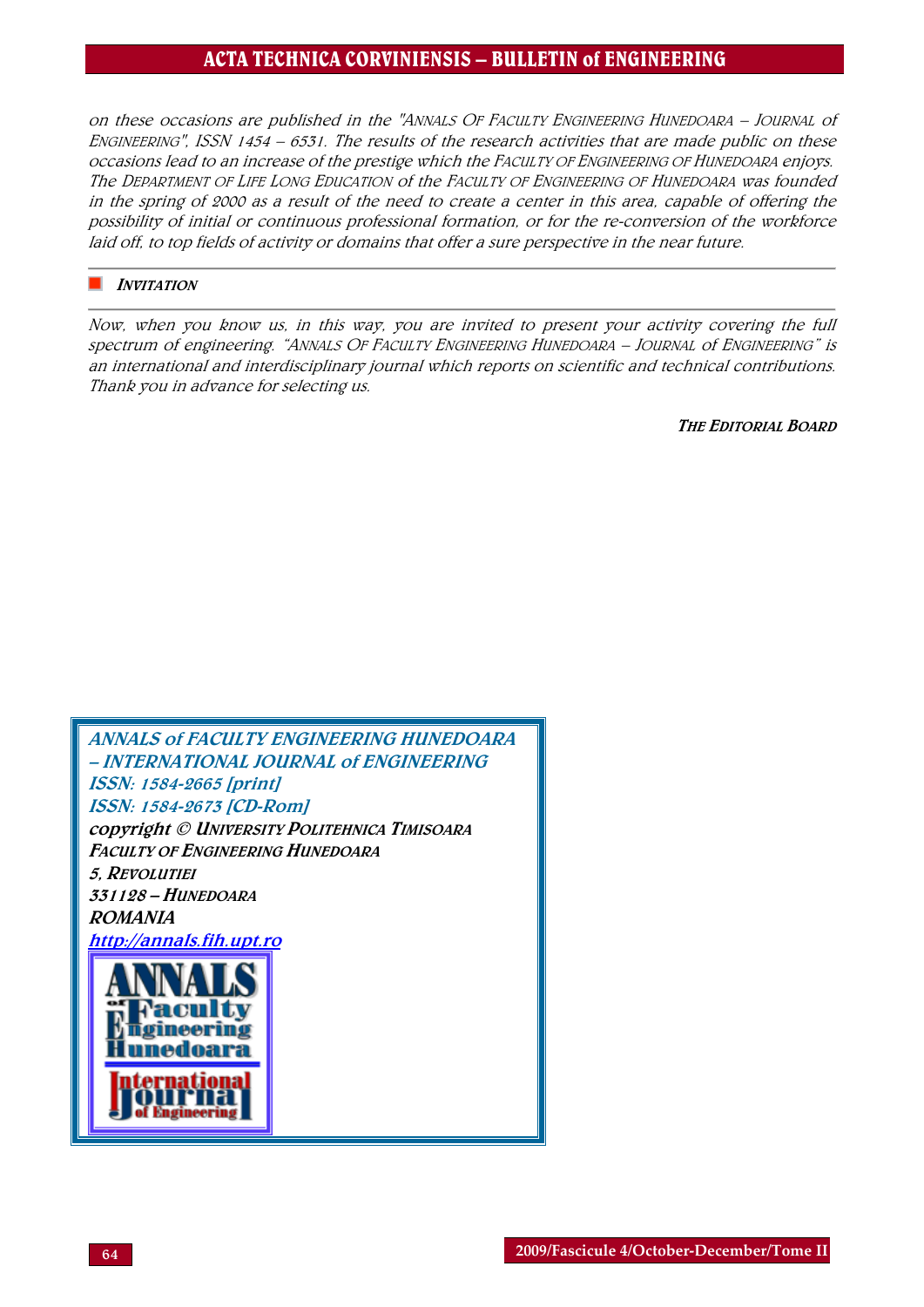*on these occasions are published in the "ANNALS OF FACULTY ENGINEERING HUNEDOARA – JOURNAL of ENGINEERING", ISSN 1454 – 6531. The results of the research activities that are made public on these occasions lead to an increase of the prestige which the FACULTY OF ENGINEERING OF HUNEDOARA enjoys. The DEPARTMENT OF LIFE LONG EDUCATION of the FACULTY OF ENGINEERING OF HUNEDOARA was founded in the spring of 2000 as a result of the need to create a center in this area, capable of offering the possibility of initial or continuous professional formation, or for the re-conversion of the workforce laid off, to top fields of activity or domains that offer a sure perspective in the near future.*

## *INVITATION*

*Now, when you know us, in this way, you are invited to present your activity covering the full spectrum of engineering. "ANNALS OF FACULTY ENGINEERING HUNEDOARA – JOURNAL of ENGINEERING" is an international and interdisciplinary journal which reports on scientific and technical contributions. Thank you in advance for selecting us.*

***THE EDITORIAL BOARD***

***ANNALS of FACULTY ENGINEERING HUNEDOARA – INTERNATIONAL JOURNAL of ENGINEERING***
*ISSN: 1584-2665 [print]*
*ISSN: 1584-2673 [CD-Rom]*
***copyright © UNIVERSITY POLITEHNICA TIMISOARA***
***FACULTY OF ENGINEERING HUNEDOARA***
***5, REVOLUTIEI***
***331128 – HUNEDOARA***
***ROMANIA***
*http://annals.fih.upt.ro*